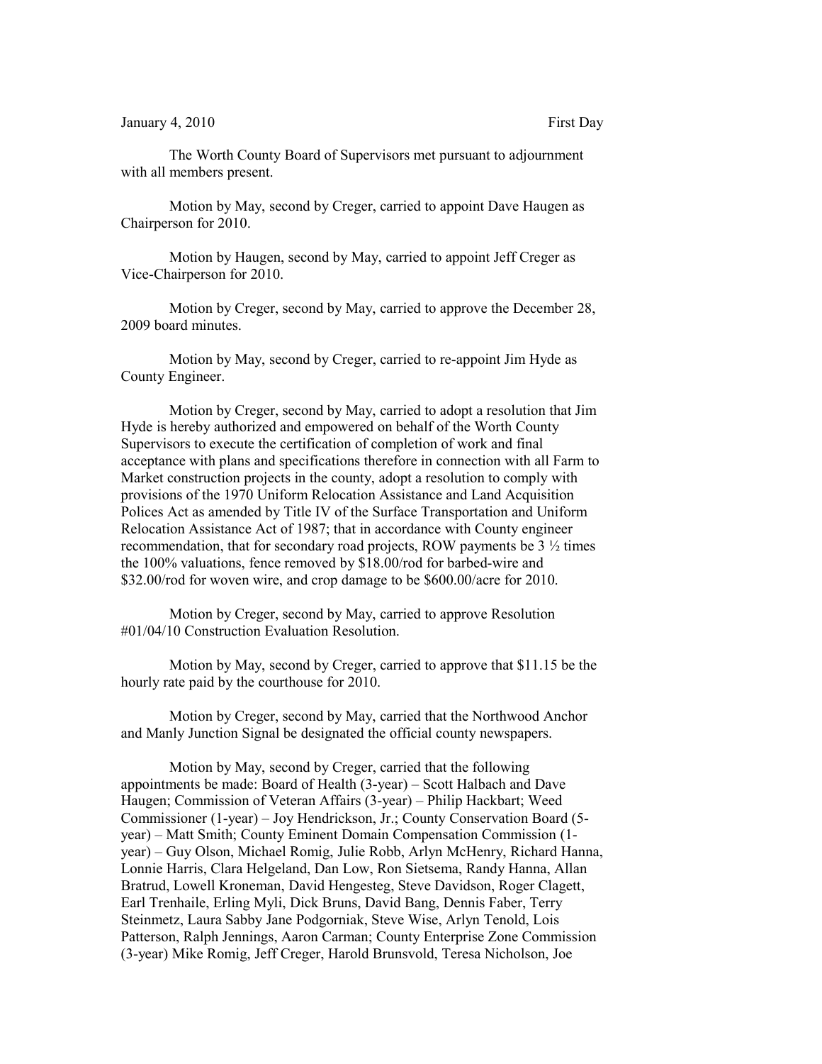January 4, 2010 First Day

The Worth County Board of Supervisors met pursuant to adjournment with all members present.

Motion by May, second by Creger, carried to appoint Dave Haugen as Chairperson for 2010.

Motion by Haugen, second by May, carried to appoint Jeff Creger as Vice-Chairperson for 2010.

Motion by Creger, second by May, carried to approve the December 28, 2009 board minutes.

Motion by May, second by Creger, carried to re-appoint Jim Hyde as County Engineer.

Motion by Creger, second by May, carried to adopt a resolution that Jim Hyde is hereby authorized and empowered on behalf of the Worth County Supervisors to execute the certification of completion of work and final acceptance with plans and specifications therefore in connection with all Farm to Market construction projects in the county, adopt a resolution to comply with provisions of the 1970 Uniform Relocation Assistance and Land Acquisition Polices Act as amended by Title IV of the Surface Transportation and Uniform Relocation Assistance Act of 1987; that in accordance with County engineer recommendation, that for secondary road projects, ROW payments be 3 ½ times the 100% valuations, fence removed by $18.00/rod for barbed-wire and $32.00/rod for woven wire, and crop damage to be $600.00/acre for 2010.

Motion by Creger, second by May, carried to approve Resolution #01/04/10 Construction Evaluation Resolution.

Motion by May, second by Creger, carried to approve that $11.15 be the hourly rate paid by the courthouse for 2010.

Motion by Creger, second by May, carried that the Northwood Anchor and Manly Junction Signal be designated the official county newspapers.

Motion by May, second by Creger, carried that the following appointments be made: Board of Health (3-year) – Scott Halbach and Dave Haugen; Commission of Veteran Affairs (3-year) – Philip Hackbart; Weed Commissioner (1-year) – Joy Hendrickson, Jr.; County Conservation Board (5-year) – Matt Smith; County Eminent Domain Compensation Commission (1-year) – Guy Olson, Michael Romig, Julie Robb, Arlyn McHenry, Richard Hanna, Lonnie Harris, Clara Helgeland, Dan Low, Ron Sietsema, Randy Hanna, Allan Bratrud, Lowell Kroneman, David Hengesteg, Steve Davidson, Roger Clagett, Earl Trenhaile, Erling Myli, Dick Bruns, David Bang, Dennis Faber, Terry Steinmetz, Laura Sabby Jane Podgorniak, Steve Wise, Arlyn Tenold, Lois Patterson, Ralph Jennings, Aaron Carman; County Enterprise Zone Commission (3-year) Mike Romig, Jeff Creger, Harold Brunsvold, Teresa Nicholson, Joe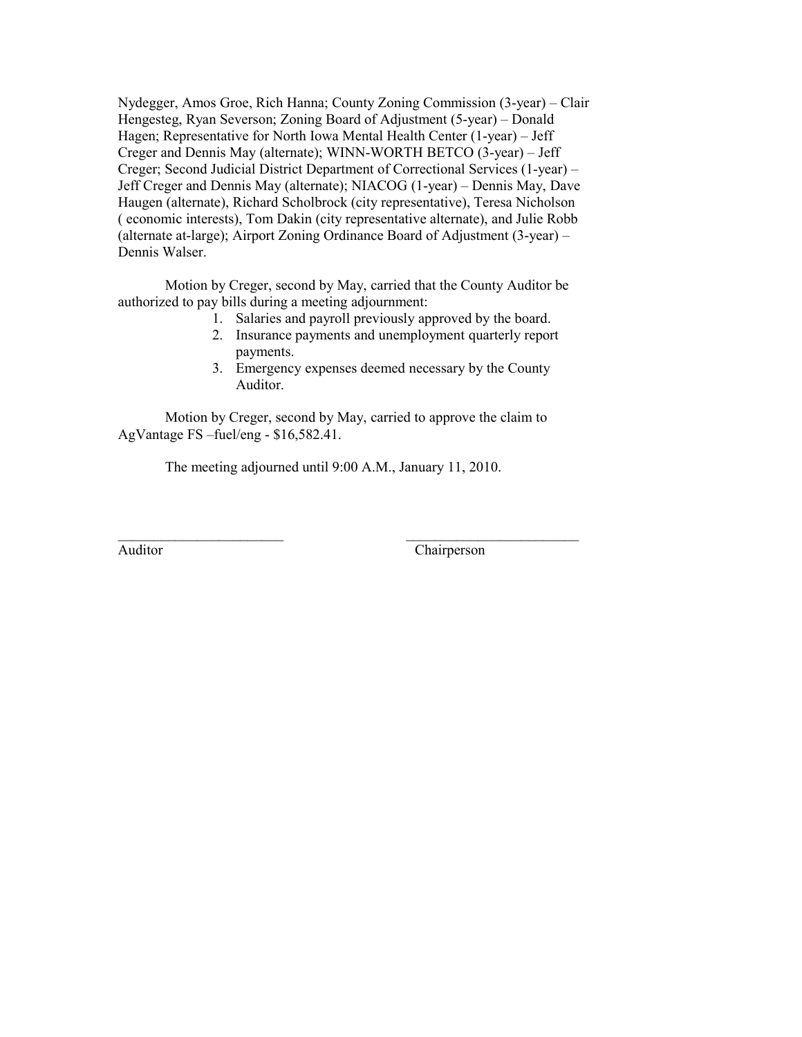Nydegger, Amos Groe, Rich Hanna; County Zoning Commission (3-year) – Clair Hengesteg, Ryan Severson; Zoning Board of Adjustment (5-year) – Donald Hagen; Representative for North Iowa Mental Health Center (1-year) – Jeff Creger and Dennis May (alternate); WINN-WORTH BETCO (3-year) – Jeff Creger; Second Judicial District Department of Correctional Services (1-year) – Jeff Creger and Dennis May (alternate); NIACOG (1-year) – Dennis May, Dave Haugen (alternate), Richard Scholbrock (city representative), Teresa Nicholson ( economic interests), Tom Dakin (city representative alternate), and Julie Robb (alternate at-large); Airport Zoning Ordinance Board of Adjustment (3-year) – Dennis Walser.

Motion by Creger, second by May, carried that the County Auditor be authorized to pay bills during a meeting adjournment:

1. Salaries and payroll previously approved by the board.
2. Insurance payments and unemployment quarterly report payments.
3. Emergency expenses deemed necessary by the County Auditor.

Motion by Creger, second by May, carried to approve the claim to AgVantage FS –fuel/eng - $16,582.41.

The meeting adjourned until 9:00 A.M., January 11, 2010.

______________________ ______________________

Auditor Chairperson